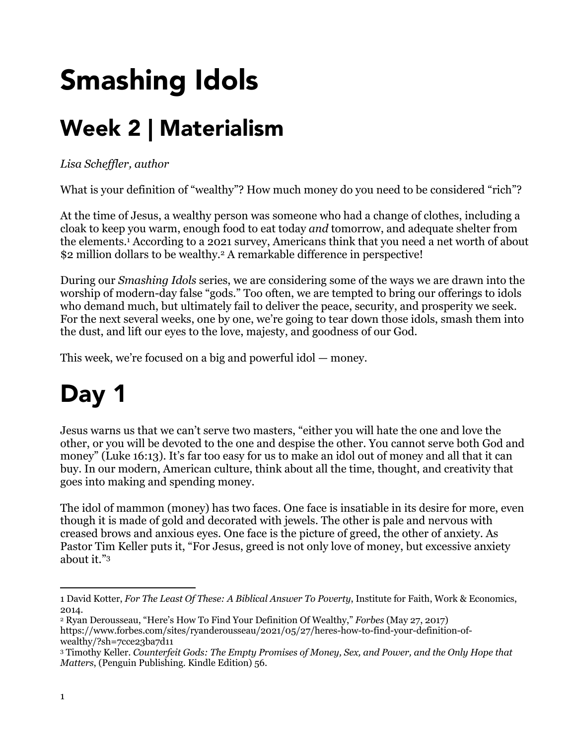# Smashing Idols

## Week 2 | Materialism

*Lisa Scheffler, author*

What is your definition of "wealthy"? How much money do you need to be considered "rich"?

At the time of Jesus, a wealthy person was someone who had a change of clothes, including a cloak to keep you warm, enough food to eat today *and* tomorrow, and adequate shelter from the elements.[1] According to a 2021 survey, Americans think that you need a net worth of about $2 million dollars to be wealthy.[2] A remarkable difference in perspective!

During our *Smashing Idols* series, we are considering some of the ways we are drawn into the worship of modern-day false "gods." Too often, we are tempted to bring our offerings to idols who demand much, but ultimately fail to deliver the peace, security, and prosperity we seek. For the next several weeks, one by one, we're going to tear down those idols, smash them into the dust, and lift our eyes to the love, majesty, and goodness of our God.

This week, we're focused on a big and powerful idol — money.

# Day 1

Jesus warns us that we can't serve two masters, "either you will hate the one and love the other, or you will be devoted to the one and despise the other. You cannot serve both God and money" (Luke 16:13). It's far too easy for us to make an idol out of money and all that it can buy. In our modern, American culture, think about all the time, thought, and creativity that goes into making and spending money.

The idol of mammon (money) has two faces. One face is insatiable in its desire for more, even though it is made of gold and decorated with jewels. The other is pale and nervous with creased brows and anxious eyes. One face is the picture of greed, the other of anxiety. As Pastor Tim Keller puts it, "For Jesus, greed is not only love of money, but excessive anxiety about it."[3]

---

1 David Kotter, *For The Least Of These: A Biblical Answer To Poverty*, Institute for Faith, Work & Economics, 2014.

2 Ryan Derousseau, "Here's How To Find Your Definition Of Wealthy," *Forbes* (May 27, 2017) https://www.forbes.com/sites/ryanderousseau/2021/05/27/heres-how-to-find-your-definition-of-wealthy/?sh=7cce23ba7d11

3 Timothy Keller. *Counterfeit Gods: The Empty Promises of Money, Sex, and Power, and the Only Hope that Matters*, (Penguin Publishing. Kindle Edition) 56.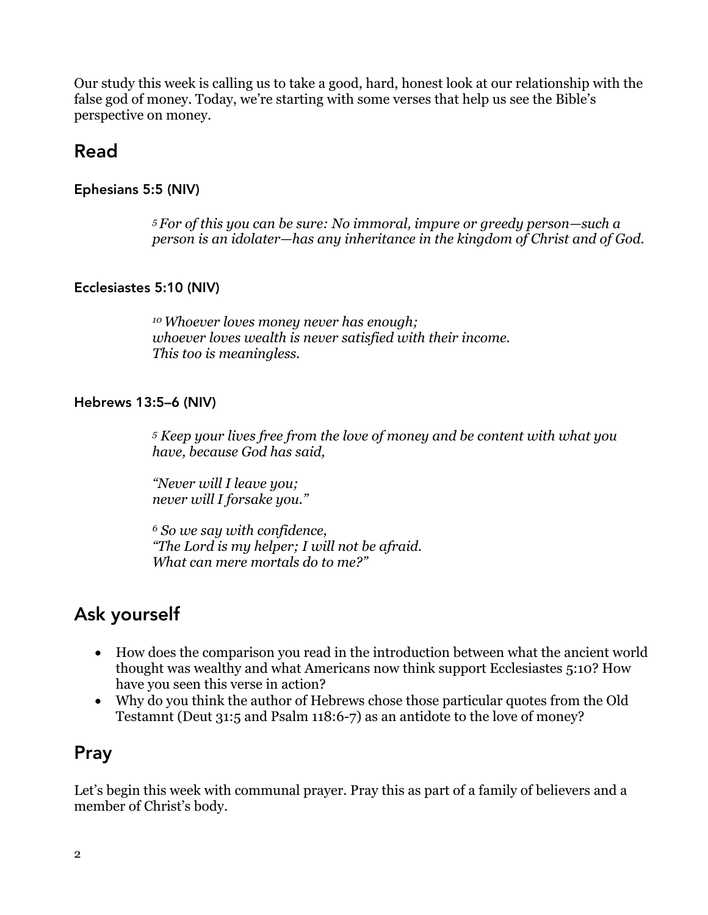Our study this week is calling us to take a good, hard, honest look at our relationship with the false god of money. Today, we're starting with some verses that help us see the Bible's perspective on money.

## Read

### Ephesians 5:5 (NIV)

> [5] *For of this you can be sure: No immoral, impure or greedy person—such a person is an idolater—has any inheritance in the kingdom of Christ and of God.*

### Ecclesiastes 5:10 (NIV)

> [10] *Whoever loves money never has enough;*
> *whoever loves wealth is never satisfied with their income.*
> *This too is meaningless.*

### Hebrews 13:5–6 (NIV)

> [5] *Keep your lives free from the love of money and be content with what you have, because God has said,*
>
> *"Never will I leave you;*
> *never will I forsake you."*
>
> [6] *So we say with confidence,*
> *"The Lord is my helper; I will not be afraid.*
> *What can mere mortals do to me?"*

## Ask yourself

- How does the comparison you read in the introduction between what the ancient world thought was wealthy and what Americans now think support Ecclesiastes 5:10? How have you seen this verse in action?
- Why do you think the author of Hebrews chose those particular quotes from the Old Testamnt (Deut 31:5 and Psalm 118:6-7) as an antidote to the love of money?

## Pray

Let's begin this week with communal prayer. Pray this as part of a family of believers and a member of Christ's body.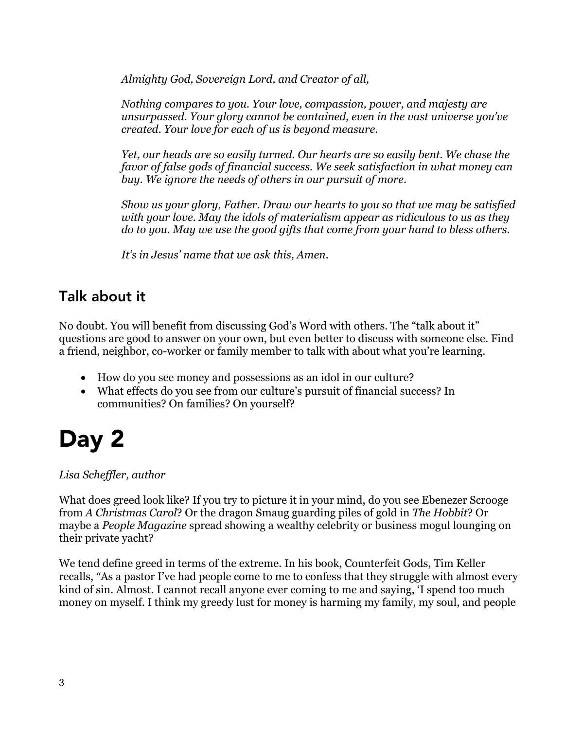*Almighty God, Sovereign Lord, and Creator of all,*

*Nothing compares to you. Your love, compassion, power, and majesty are unsurpassed. Your glory cannot be contained, even in the vast universe you've created. Your love for each of us is beyond measure.*

*Yet, our heads are so easily turned. Our hearts are so easily bent. We chase the favor of false gods of financial success. We seek satisfaction in what money can buy. We ignore the needs of others in our pursuit of more.*

*Show us your glory, Father. Draw our hearts to you so that we may be satisfied with your love. May the idols of materialism appear as ridiculous to us as they do to you. May we use the good gifts that come from your hand to bless others.*

*It's in Jesus' name that we ask this, Amen.*

## Talk about it

No doubt. You will benefit from discussing God's Word with others. The "talk about it" questions are good to answer on your own, but even better to discuss with someone else. Find a friend, neighbor, co-worker or family member to talk with about what you're learning.

- How do you see money and possessions as an idol in our culture?
- What effects do you see from our culture's pursuit of financial success? In communities? On families? On yourself?

# Day 2

*Lisa Scheffler, author*

What does greed look like? If you try to picture it in your mind, do you see Ebenezer Scrooge from *A Christmas Carol*? Or the dragon Smaug guarding piles of gold in *The Hobbit*? Or maybe a *People Magazine* spread showing a wealthy celebrity or business mogul lounging on their private yacht?

We tend define greed in terms of the extreme. In his book, Counterfeit Gods, Tim Keller recalls, "As a pastor I've had people come to me to confess that they struggle with almost every kind of sin. Almost. I cannot recall anyone ever coming to me and saying, 'I spend too much money on myself. I think my greedy lust for money is harming my family, my soul, and people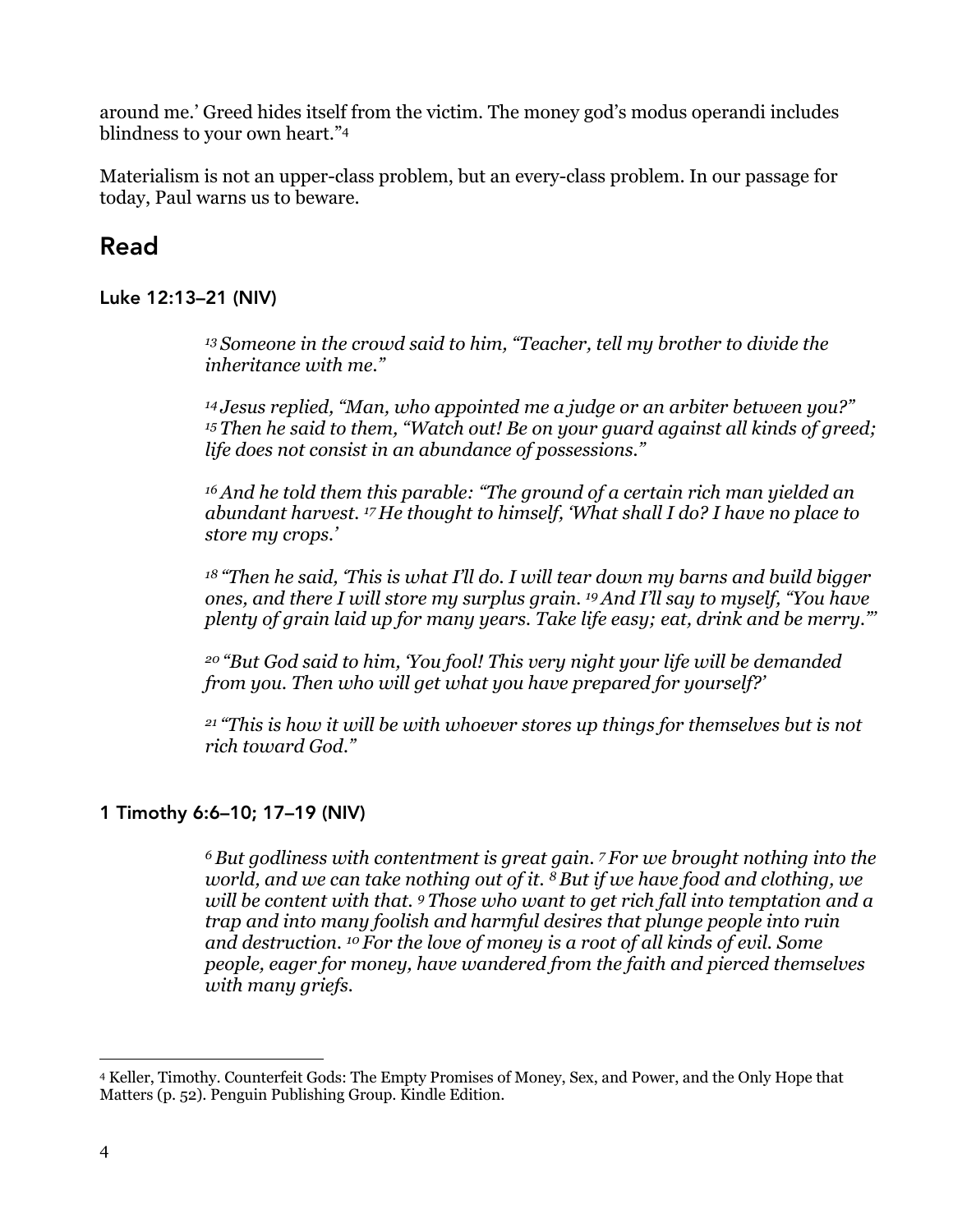around me.' Greed hides itself from the victim. The money god's modus operandi includes blindness to your own heart."[4]

Materialism is not an upper-class problem, but an every-class problem. In our passage for today, Paul warns us to beware.

## Read

### Luke 12:13–21 (NIV)

> *[13] Someone in the crowd said to him, "Teacher, tell my brother to divide the inheritance with me."*
>
> *[14] Jesus replied, "Man, who appointed me a judge or an arbiter between you?" [15] Then he said to them, "Watch out! Be on your guard against all kinds of greed; life does not consist in an abundance of possessions."*
>
> *[16] And he told them this parable: "The ground of a certain rich man yielded an abundant harvest. [17] He thought to himself, 'What shall I do? I have no place to store my crops.'*
>
> *[18] "Then he said, 'This is what I'll do. I will tear down my barns and build bigger ones, and there I will store my surplus grain. [19] And I'll say to myself, "You have plenty of grain laid up for many years. Take life easy; eat, drink and be merry."'*
>
> *[20] "But God said to him, 'You fool! This very night your life will be demanded from you. Then who will get what you have prepared for yourself?'*
>
> *[21] "This is how it will be with whoever stores up things for themselves but is not rich toward God."*

### 1 Timothy 6:6–10; 17–19 (NIV)

> *[6] But godliness with contentment is great gain. [7] For we brought nothing into the world, and we can take nothing out of it. [8] But if we have food and clothing, we will be content with that. [9] Those who want to get rich fall into temptation and a trap and into many foolish and harmful desires that plunge people into ruin and destruction. [10] For the love of money is a root of all kinds of evil. Some people, eager for money, have wandered from the faith and pierced themselves with many griefs.*

---

[4] Keller, Timothy. Counterfeit Gods: The Empty Promises of Money, Sex, and Power, and the Only Hope that Matters (p. 52). Penguin Publishing Group. Kindle Edition.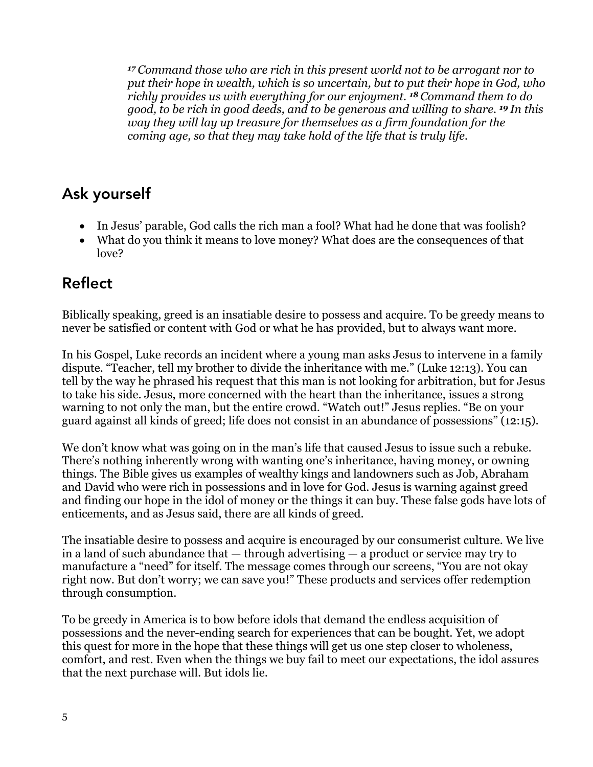*[17] Command those who are rich in this present world not to be arrogant nor to put their hope in wealth, which is so uncertain, but to put their hope in God, who richly provides us with everything for our enjoyment. [18] Command them to do good, to be rich in good deeds, and to be generous and willing to share. [19] In this way they will lay up treasure for themselves as a firm foundation for the coming age, so that they may take hold of the life that is truly life.*

## Ask yourself

- In Jesus' parable, God calls the rich man a fool? What had he done that was foolish?
- What do you think it means to love money? What does are the consequences of that love?

## Reflect

Biblically speaking, greed is an insatiable desire to possess and acquire. To be greedy means to never be satisfied or content with God or what he has provided, but to always want more.

In his Gospel, Luke records an incident where a young man asks Jesus to intervene in a family dispute. "Teacher, tell my brother to divide the inheritance with me." (Luke 12:13). You can tell by the way he phrased his request that this man is not looking for arbitration, but for Jesus to take his side. Jesus, more concerned with the heart than the inheritance, issues a strong warning to not only the man, but the entire crowd. "Watch out!" Jesus replies. "Be on your guard against all kinds of greed; life does not consist in an abundance of possessions" (12:15).

We don't know what was going on in the man's life that caused Jesus to issue such a rebuke. There's nothing inherently wrong with wanting one's inheritance, having money, or owning things. The Bible gives us examples of wealthy kings and landowners such as Job, Abraham and David who were rich in possessions and in love for God. Jesus is warning against greed and finding our hope in the idol of money or the things it can buy. These false gods have lots of enticements, and as Jesus said, there are all kinds of greed.

The insatiable desire to possess and acquire is encouraged by our consumerist culture. We live in a land of such abundance that — through advertising — a product or service may try to manufacture a "need" for itself. The message comes through our screens, "You are not okay right now. But don't worry; we can save you!" These products and services offer redemption through consumption.

To be greedy in America is to bow before idols that demand the endless acquisition of possessions and the never-ending search for experiences that can be bought. Yet, we adopt this quest for more in the hope that these things will get us one step closer to wholeness, comfort, and rest. Even when the things we buy fail to meet our expectations, the idol assures that the next purchase will. But idols lie.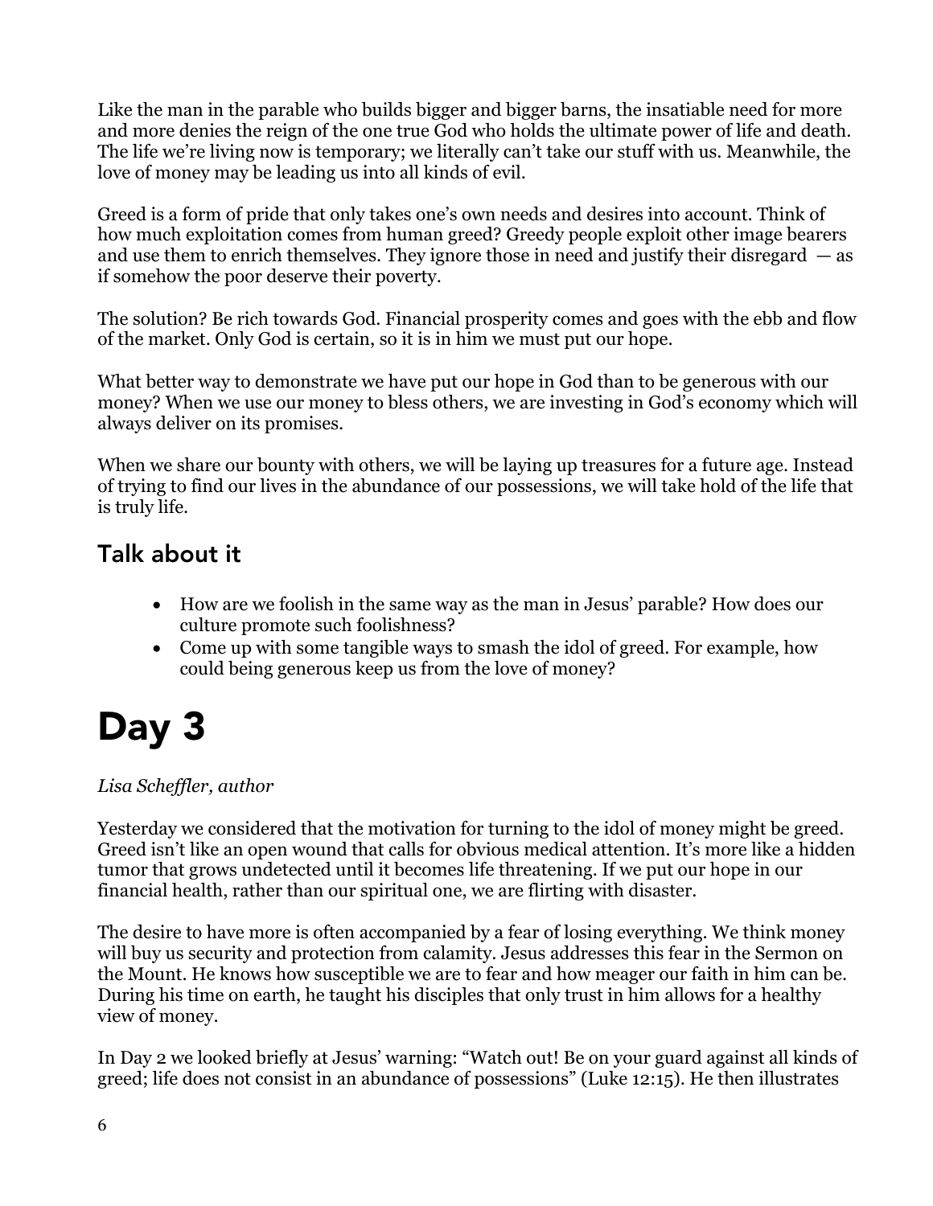Like the man in the parable who builds bigger and bigger barns, the insatiable need for more and more denies the reign of the one true God who holds the ultimate power of life and death. The life we're living now is temporary; we literally can't take our stuff with us. Meanwhile, the love of money may be leading us into all kinds of evil.

Greed is a form of pride that only takes one's own needs and desires into account. Think of how much exploitation comes from human greed? Greedy people exploit other image bearers and use them to enrich themselves. They ignore those in need and justify their disregard — as if somehow the poor deserve their poverty.

The solution? Be rich towards God. Financial prosperity comes and goes with the ebb and flow of the market. Only God is certain, so it is in him we must put our hope.

What better way to demonstrate we have put our hope in God than to be generous with our money? When we use our money to bless others, we are investing in God's economy which will always deliver on its promises.

When we share our bounty with others, we will be laying up treasures for a future age. Instead of trying to find our lives in the abundance of our possessions, we will take hold of the life that is truly life.

## Talk about it

- How are we foolish in the same way as the man in Jesus' parable? How does our culture promote such foolishness?
- Come up with some tangible ways to smash the idol of greed. For example, how could being generous keep us from the love of money?

# Day 3

*Lisa Scheffler, author*

Yesterday we considered that the motivation for turning to the idol of money might be greed. Greed isn't like an open wound that calls for obvious medical attention. It's more like a hidden tumor that grows undetected until it becomes life threatening. If we put our hope in our financial health, rather than our spiritual one, we are flirting with disaster.

The desire to have more is often accompanied by a fear of losing everything. We think money will buy us security and protection from calamity. Jesus addresses this fear in the Sermon on the Mount. He knows how susceptible we are to fear and how meager our faith in him can be. During his time on earth, he taught his disciples that only trust in him allows for a healthy view of money.

In Day 2 we looked briefly at Jesus' warning: "Watch out! Be on your guard against all kinds of greed; life does not consist in an abundance of possessions" (Luke 12:15). He then illustrates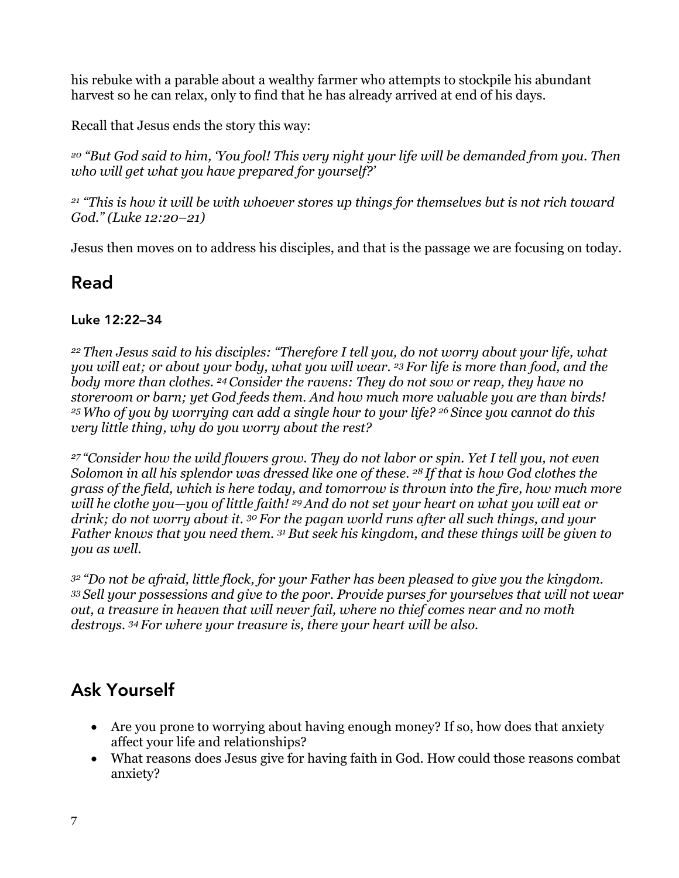his rebuke with a parable about a wealthy farmer who attempts to stockpile his abundant harvest so he can relax, only to find that he has already arrived at end of his days.

Recall that Jesus ends the story this way:

*[20] "But God said to him, 'You fool! This very night your life will be demanded from you. Then who will get what you have prepared for yourself?'*

*[21] "This is how it will be with whoever stores up things for themselves but is not rich toward God." (Luke 12:20–21)*

Jesus then moves on to address his disciples, and that is the passage we are focusing on today.

## Read

### Luke 12:22–34

*[22] Then Jesus said to his disciples: "Therefore I tell you, do not worry about your life, what you will eat; or about your body, what you will wear. [23] For life is more than food, and the body more than clothes. [24] Consider the ravens: They do not sow or reap, they have no storeroom or barn; yet God feeds them. And how much more valuable you are than birds! [25] Who of you by worrying can add a single hour to your life? [26] Since you cannot do this very little thing, why do you worry about the rest?*

*[27] "Consider how the wild flowers grow. They do not labor or spin. Yet I tell you, not even Solomon in all his splendor was dressed like one of these. [28] If that is how God clothes the grass of the field, which is here today, and tomorrow is thrown into the fire, how much more will he clothe you—you of little faith! [29] And do not set your heart on what you will eat or drink; do not worry about it. [30] For the pagan world runs after all such things, and your Father knows that you need them. [31] But seek his kingdom, and these things will be given to you as well.*

*[32] "Do not be afraid, little flock, for your Father has been pleased to give you the kingdom. [33] Sell your possessions and give to the poor. Provide purses for yourselves that will not wear out, a treasure in heaven that will never fail, where no thief comes near and no moth destroys. [34] For where your treasure is, there your heart will be also.*

## Ask Yourself

- Are you prone to worrying about having enough money? If so, how does that anxiety affect your life and relationships?
- What reasons does Jesus give for having faith in God. How could those reasons combat anxiety?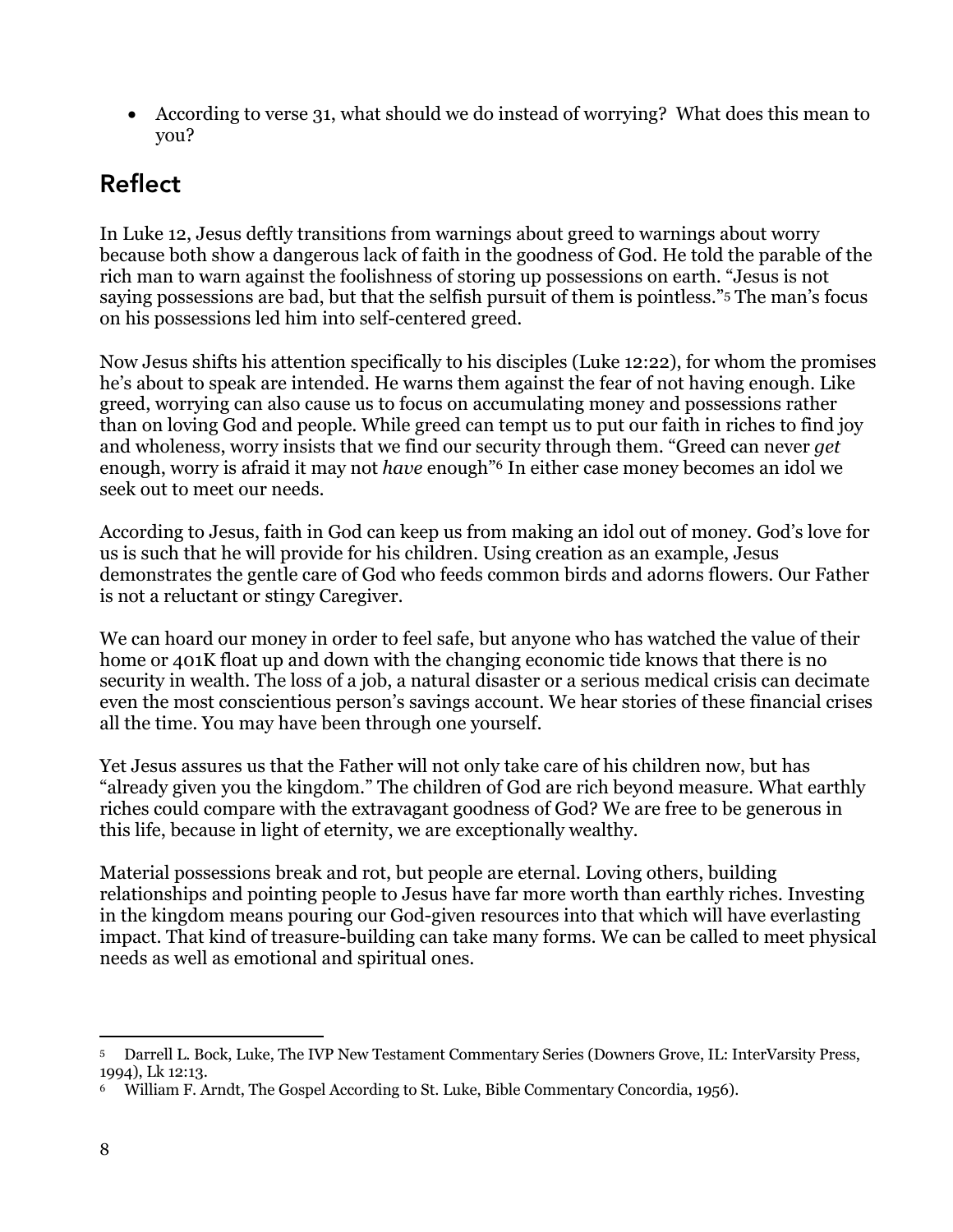- According to verse 31, what should we do instead of worrying? What does this mean to you?

## Reflect

In Luke 12, Jesus deftly transitions from warnings about greed to warnings about worry because both show a dangerous lack of faith in the goodness of God. He told the parable of the rich man to warn against the foolishness of storing up possessions on earth. "Jesus is not saying possessions are bad, but that the selfish pursuit of them is pointless."[5] The man's focus on his possessions led him into self-centered greed.

Now Jesus shifts his attention specifically to his disciples (Luke 12:22), for whom the promises he's about to speak are intended. He warns them against the fear of not having enough. Like greed, worrying can also cause us to focus on accumulating money and possessions rather than on loving God and people. While greed can tempt us to put our faith in riches to find joy and wholeness, worry insists that we find our security through them. "Greed can never *get* enough, worry is afraid it may not *have* enough"[6] In either case money becomes an idol we seek out to meet our needs.

According to Jesus, faith in God can keep us from making an idol out of money. God's love for us is such that he will provide for his children. Using creation as an example, Jesus demonstrates the gentle care of God who feeds common birds and adorns flowers. Our Father is not a reluctant or stingy Caregiver.

We can hoard our money in order to feel safe, but anyone who has watched the value of their home or 401K float up and down with the changing economic tide knows that there is no security in wealth. The loss of a job, a natural disaster or a serious medical crisis can decimate even the most conscientious person's savings account. We hear stories of these financial crises all the time. You may have been through one yourself.

Yet Jesus assures us that the Father will not only take care of his children now, but has "already given you the kingdom." The children of God are rich beyond measure. What earthly riches could compare with the extravagant goodness of God? We are free to be generous in this life, because in light of eternity, we are exceptionally wealthy.

Material possessions break and rot, but people are eternal. Loving others, building relationships and pointing people to Jesus have far more worth than earthly riches. Investing in the kingdom means pouring our God-given resources into that which will have everlasting impact. That kind of treasure-building can take many forms. We can be called to meet physical needs as well as emotional and spiritual ones.

---

[5] Darrell L. Bock, Luke, The IVP New Testament Commentary Series (Downers Grove, IL: InterVarsity Press, 1994), Lk 12:13.

[6] William F. Arndt, The Gospel According to St. Luke, Bible Commentary Concordia, 1956).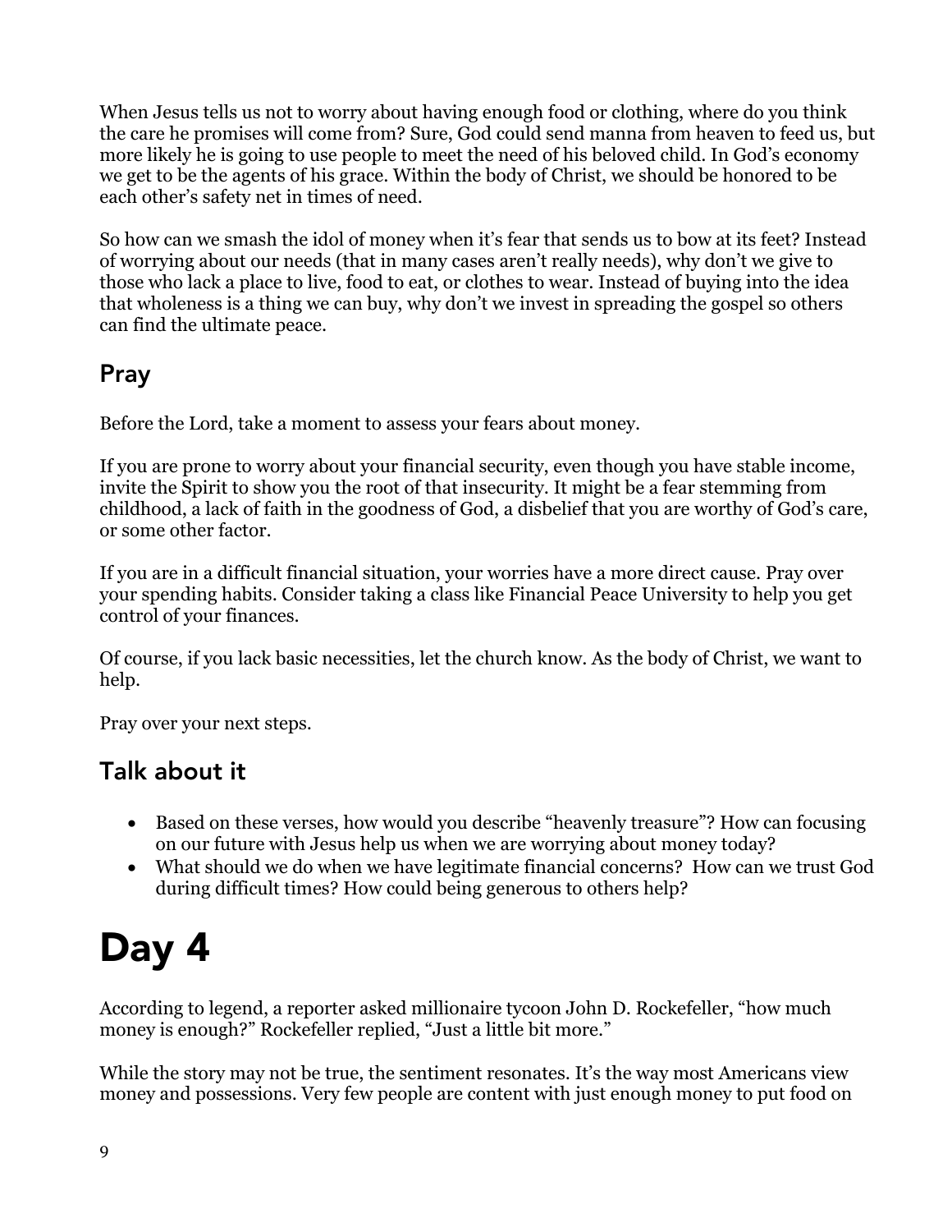When Jesus tells us not to worry about having enough food or clothing, where do you think the care he promises will come from? Sure, God could send manna from heaven to feed us, but more likely he is going to use people to meet the need of his beloved child. In God's economy we get to be the agents of his grace. Within the body of Christ, we should be honored to be each other's safety net in times of need.

So how can we smash the idol of money when it's fear that sends us to bow at its feet? Instead of worrying about our needs (that in many cases aren't really needs), why don't we give to those who lack a place to live, food to eat, or clothes to wear. Instead of buying into the idea that wholeness is a thing we can buy, why don't we invest in spreading the gospel so others can find the ultimate peace.

## Pray

Before the Lord, take a moment to assess your fears about money.

If you are prone to worry about your financial security, even though you have stable income, invite the Spirit to show you the root of that insecurity. It might be a fear stemming from childhood, a lack of faith in the goodness of God, a disbelief that you are worthy of God's care, or some other factor.

If you are in a difficult financial situation, your worries have a more direct cause. Pray over your spending habits. Consider taking a class like Financial Peace University to help you get control of your finances.

Of course, if you lack basic necessities, let the church know. As the body of Christ, we want to help.

Pray over your next steps.

## Talk about it

- Based on these verses, how would you describe "heavenly treasure"? How can focusing on our future with Jesus help us when we are worrying about money today?
- What should we do when we have legitimate financial concerns? How can we trust God during difficult times? How could being generous to others help?

# Day 4

According to legend, a reporter asked millionaire tycoon John D. Rockefeller, "how much money is enough?" Rockefeller replied, "Just a little bit more."

While the story may not be true, the sentiment resonates. It's the way most Americans view money and possessions. Very few people are content with just enough money to put food on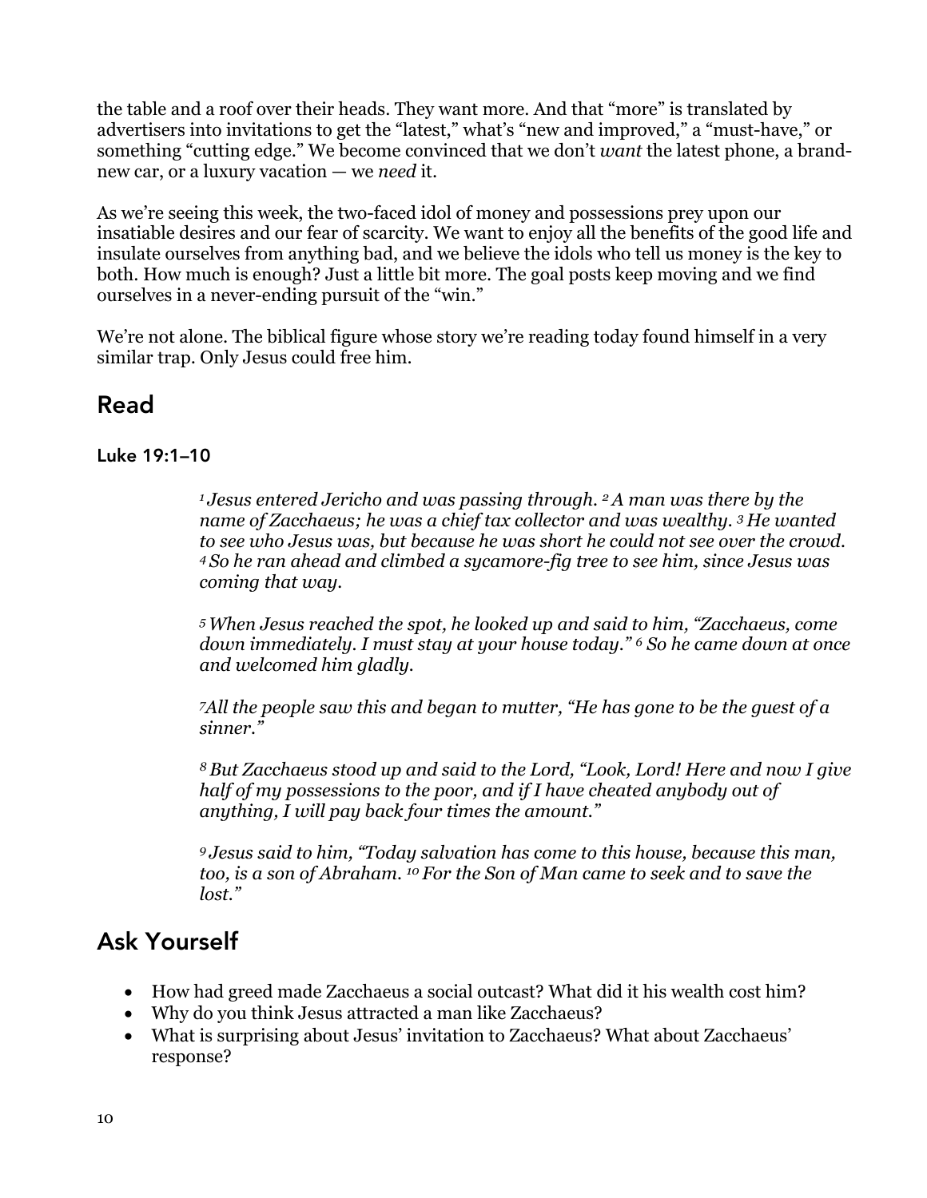the table and a roof over their heads. They want more. And that "more" is translated by advertisers into invitations to get the "latest," what's "new and improved," a "must-have," or something "cutting edge." We become convinced that we don't *want* the latest phone, a brand-new car, or a luxury vacation — we *need* it.

As we're seeing this week, the two-faced idol of money and possessions prey upon our insatiable desires and our fear of scarcity. We want to enjoy all the benefits of the good life and insulate ourselves from anything bad, and we believe the idols who tell us money is the key to both. How much is enough? Just a little bit more. The goal posts keep moving and we find ourselves in a never-ending pursuit of the "win."

We're not alone. The biblical figure whose story we're reading today found himself in a very similar trap. Only Jesus could free him.

## Read

### Luke 19:1–10

> *1 Jesus entered Jericho and was passing through. 2 A man was there by the name of Zacchaeus; he was a chief tax collector and was wealthy. 3 He wanted to see who Jesus was, but because he was short he could not see over the crowd. 4 So he ran ahead and climbed a sycamore-fig tree to see him, since Jesus was coming that way.*
>
> *5 When Jesus reached the spot, he looked up and said to him, "Zacchaeus, come down immediately. I must stay at your house today." 6 So he came down at once and welcomed him gladly.*
>
> *7All the people saw this and began to mutter, "He has gone to be the guest of a sinner."*
>
> *8 But Zacchaeus stood up and said to the Lord, "Look, Lord! Here and now I give half of my possessions to the poor, and if I have cheated anybody out of anything, I will pay back four times the amount."*
>
> *9 Jesus said to him, "Today salvation has come to this house, because this man, too, is a son of Abraham. 10 For the Son of Man came to seek and to save the lost."*

## Ask Yourself

- How had greed made Zacchaeus a social outcast? What did it his wealth cost him?
- Why do you think Jesus attracted a man like Zacchaeus?
- What is surprising about Jesus' invitation to Zacchaeus? What about Zacchaeus' response?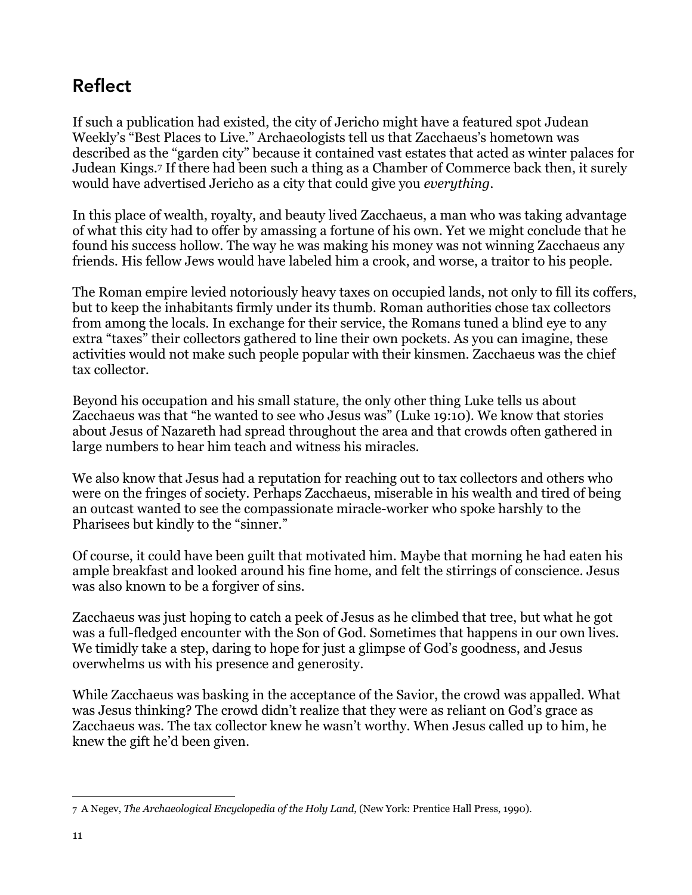## Reflect

If such a publication had existed, the city of Jericho might have a featured spot Judean Weekly's "Best Places to Live." Archaeologists tell us that Zacchaeus's hometown was described as the "garden city" because it contained vast estates that acted as winter palaces for Judean Kings.[7] If there had been such a thing as a Chamber of Commerce back then, it surely would have advertised Jericho as a city that could give you *everything*.

In this place of wealth, royalty, and beauty lived Zacchaeus, a man who was taking advantage of what this city had to offer by amassing a fortune of his own. Yet we might conclude that he found his success hollow. The way he was making his money was not winning Zacchaeus any friends. His fellow Jews would have labeled him a crook, and worse, a traitor to his people.

The Roman empire levied notoriously heavy taxes on occupied lands, not only to fill its coffers, but to keep the inhabitants firmly under its thumb. Roman authorities chose tax collectors from among the locals. In exchange for their service, the Romans tuned a blind eye to any extra "taxes" their collectors gathered to line their own pockets. As you can imagine, these activities would not make such people popular with their kinsmen. Zacchaeus was the chief tax collector.

Beyond his occupation and his small stature, the only other thing Luke tells us about Zacchaeus was that "he wanted to see who Jesus was" (Luke 19:10). We know that stories about Jesus of Nazareth had spread throughout the area and that crowds often gathered in large numbers to hear him teach and witness his miracles.

We also know that Jesus had a reputation for reaching out to tax collectors and others who were on the fringes of society. Perhaps Zacchaeus, miserable in his wealth and tired of being an outcast wanted to see the compassionate miracle-worker who spoke harshly to the Pharisees but kindly to the "sinner."

Of course, it could have been guilt that motivated him. Maybe that morning he had eaten his ample breakfast and looked around his fine home, and felt the stirrings of conscience. Jesus was also known to be a forgiver of sins.

Zacchaeus was just hoping to catch a peek of Jesus as he climbed that tree, but what he got was a full-fledged encounter with the Son of God. Sometimes that happens in our own lives. We timidly take a step, daring to hope for just a glimpse of God's goodness, and Jesus overwhelms us with his presence and generosity.

While Zacchaeus was basking in the acceptance of the Savior, the crowd was appalled. What was Jesus thinking? The crowd didn't realize that they were as reliant on God's grace as Zacchaeus was. The tax collector knew he wasn't worthy. When Jesus called up to him, he knew the gift he'd been given.

---

7 A Negev, *The Archaeological Encyclopedia of the Holy Land*, (New York: Prentice Hall Press, 1990).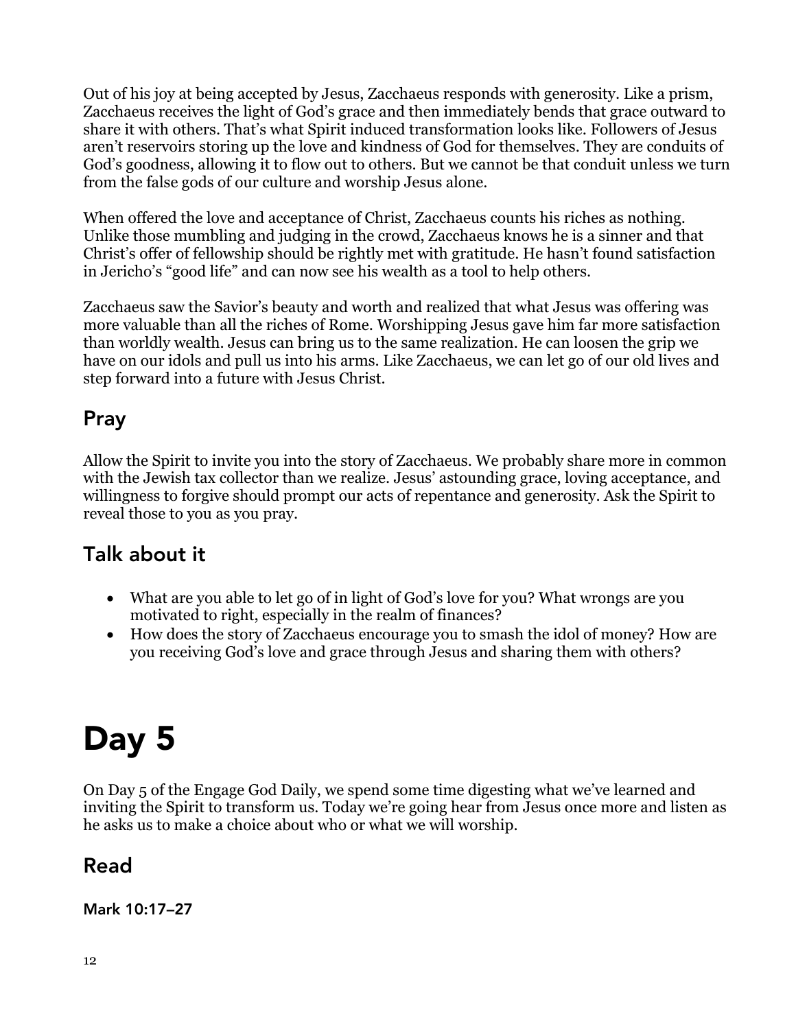Out of his joy at being accepted by Jesus, Zacchaeus responds with generosity. Like a prism, Zacchaeus receives the light of God's grace and then immediately bends that grace outward to share it with others. That's what Spirit induced transformation looks like. Followers of Jesus aren't reservoirs storing up the love and kindness of God for themselves. They are conduits of God's goodness, allowing it to flow out to others. But we cannot be that conduit unless we turn from the false gods of our culture and worship Jesus alone.

When offered the love and acceptance of Christ, Zacchaeus counts his riches as nothing. Unlike those mumbling and judging in the crowd, Zacchaeus knows he is a sinner and that Christ's offer of fellowship should be rightly met with gratitude. He hasn't found satisfaction in Jericho's "good life" and can now see his wealth as a tool to help others.

Zacchaeus saw the Savior's beauty and worth and realized that what Jesus was offering was more valuable than all the riches of Rome. Worshipping Jesus gave him far more satisfaction than worldly wealth. Jesus can bring us to the same realization. He can loosen the grip we have on our idols and pull us into his arms. Like Zacchaeus, we can let go of our old lives and step forward into a future with Jesus Christ.

## Pray

Allow the Spirit to invite you into the story of Zacchaeus. We probably share more in common with the Jewish tax collector than we realize. Jesus' astounding grace, loving acceptance, and willingness to forgive should prompt our acts of repentance and generosity. Ask the Spirit to reveal those to you as you pray.

## Talk about it

- What are you able to let go of in light of God's love for you? What wrongs are you motivated to right, especially in the realm of finances?
- How does the story of Zacchaeus encourage you to smash the idol of money? How are you receiving God's love and grace through Jesus and sharing them with others?

# Day 5

On Day 5 of the Engage God Daily, we spend some time digesting what we've learned and inviting the Spirit to transform us. Today we're going hear from Jesus once more and listen as he asks us to make a choice about who or what we will worship.

## Read

**Mark 10:17–27**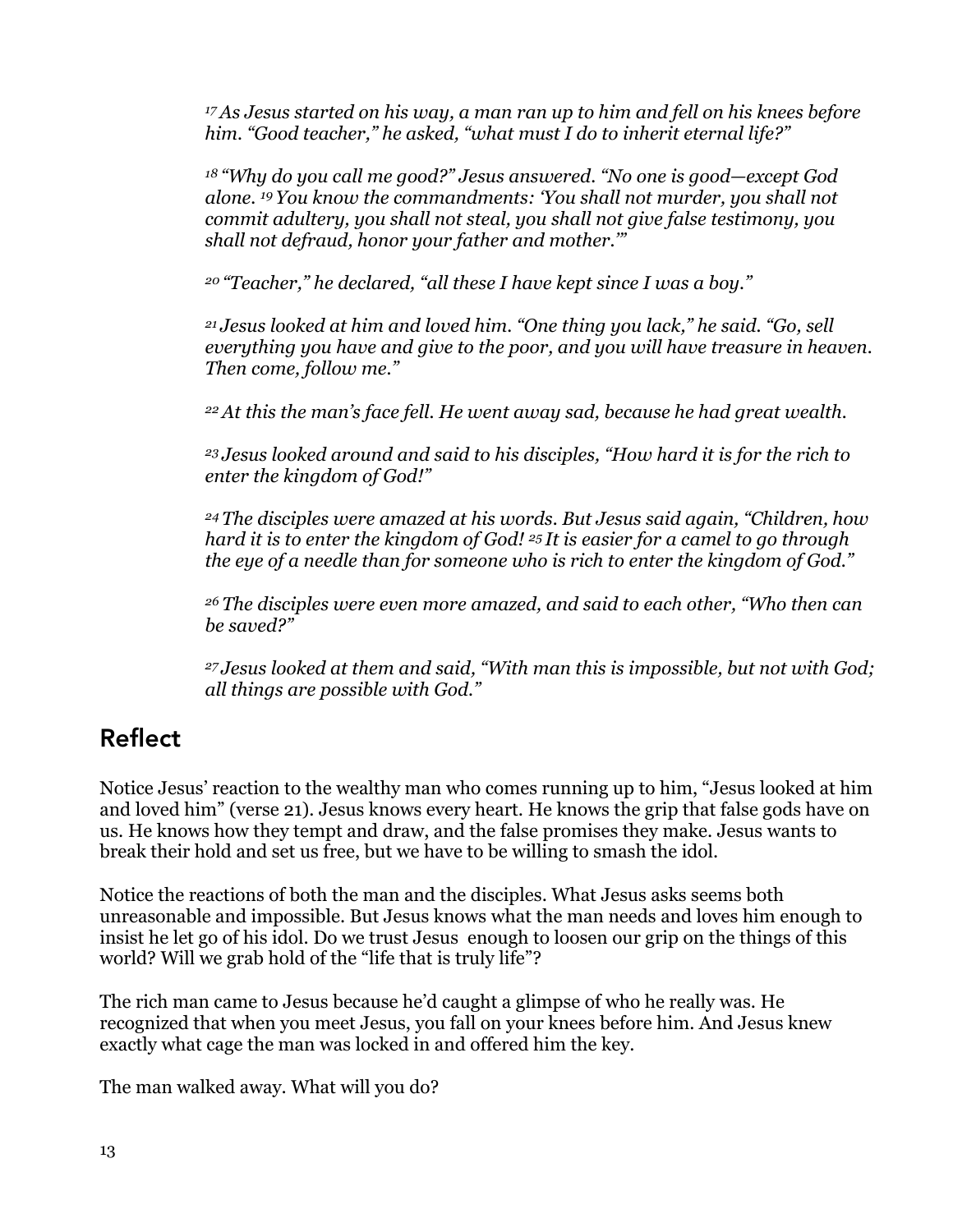*[17] As Jesus started on his way, a man ran up to him and fell on his knees before him. "Good teacher," he asked, "what must I do to inherit eternal life?"*

*[18] "Why do you call me good?" Jesus answered. "No one is good—except God alone. [19] You know the commandments: 'You shall not murder, you shall not commit adultery, you shall not steal, you shall not give false testimony, you shall not defraud, honor your father and mother.'"*

*[20] "Teacher," he declared, "all these I have kept since I was a boy."*

*[21] Jesus looked at him and loved him. "One thing you lack," he said. "Go, sell everything you have and give to the poor, and you will have treasure in heaven. Then come, follow me."*

*[22] At this the man's face fell. He went away sad, because he had great wealth.*

*[23] Jesus looked around and said to his disciples, "How hard it is for the rich to enter the kingdom of God!"*

*[24] The disciples were amazed at his words. But Jesus said again, "Children, how hard it is to enter the kingdom of God! [25] It is easier for a camel to go through the eye of a needle than for someone who is rich to enter the kingdom of God."*

*[26] The disciples were even more amazed, and said to each other, "Who then can be saved?"*

*[27] Jesus looked at them and said, "With man this is impossible, but not with God; all things are possible with God."*

## Reflect

Notice Jesus' reaction to the wealthy man who comes running up to him, "Jesus looked at him and loved him" (verse 21). Jesus knows every heart. He knows the grip that false gods have on us. He knows how they tempt and draw, and the false promises they make. Jesus wants to break their hold and set us free, but we have to be willing to smash the idol.

Notice the reactions of both the man and the disciples. What Jesus asks seems both unreasonable and impossible. But Jesus knows what the man needs and loves him enough to insist he let go of his idol. Do we trust Jesus enough to loosen our grip on the things of this world? Will we grab hold of the "life that is truly life"?

The rich man came to Jesus because he'd caught a glimpse of who he really was. He recognized that when you meet Jesus, you fall on your knees before him. And Jesus knew exactly what cage the man was locked in and offered him the key.

The man walked away. What will you do?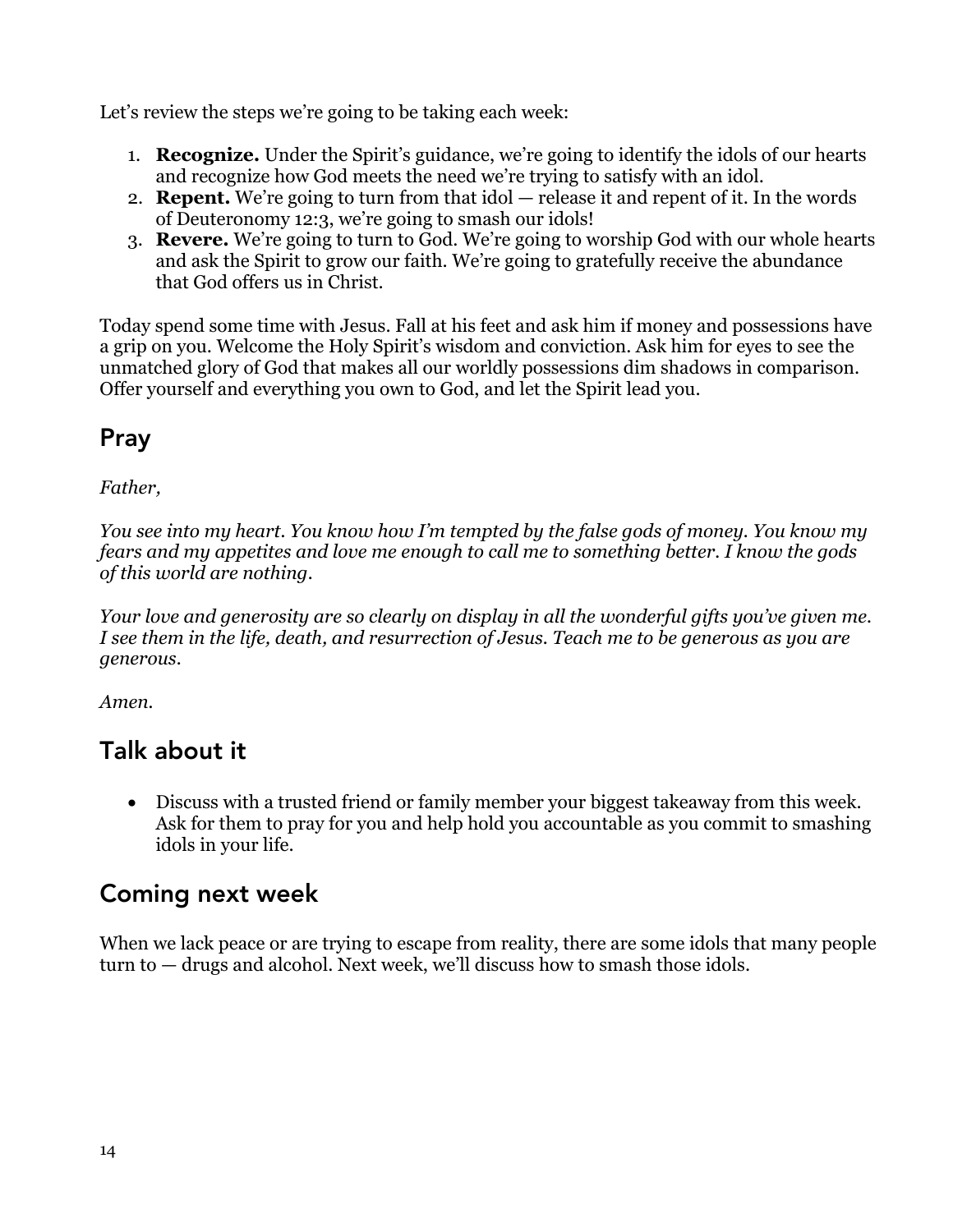Let's review the steps we're going to be taking each week:

1. **Recognize.** Under the Spirit's guidance, we're going to identify the idols of our hearts and recognize how God meets the need we're trying to satisfy with an idol.
2. **Repent.** We're going to turn from that idol — release it and repent of it. In the words of Deuteronomy 12:3, we're going to smash our idols!
3. **Revere.** We're going to turn to God. We're going to worship God with our whole hearts and ask the Spirit to grow our faith. We're going to gratefully receive the abundance that God offers us in Christ.

Today spend some time with Jesus. Fall at his feet and ask him if money and possessions have a grip on you. Welcome the Holy Spirit's wisdom and conviction. Ask him for eyes to see the unmatched glory of God that makes all our worldly possessions dim shadows in comparison. Offer yourself and everything you own to God, and let the Spirit lead you.

## Pray

*Father,*

*You see into my heart. You know how I'm tempted by the false gods of money. You know my fears and my appetites and love me enough to call me to something better. I know the gods of this world are nothing.*

*Your love and generosity are so clearly on display in all the wonderful gifts you've given me. I see them in the life, death, and resurrection of Jesus. Teach me to be generous as you are generous.*

*Amen.*

## Talk about it

- Discuss with a trusted friend or family member your biggest takeaway from this week. Ask for them to pray for you and help hold you accountable as you commit to smashing idols in your life.

## Coming next week

When we lack peace or are trying to escape from reality, there are some idols that many people turn to — drugs and alcohol. Next week, we'll discuss how to smash those idols.